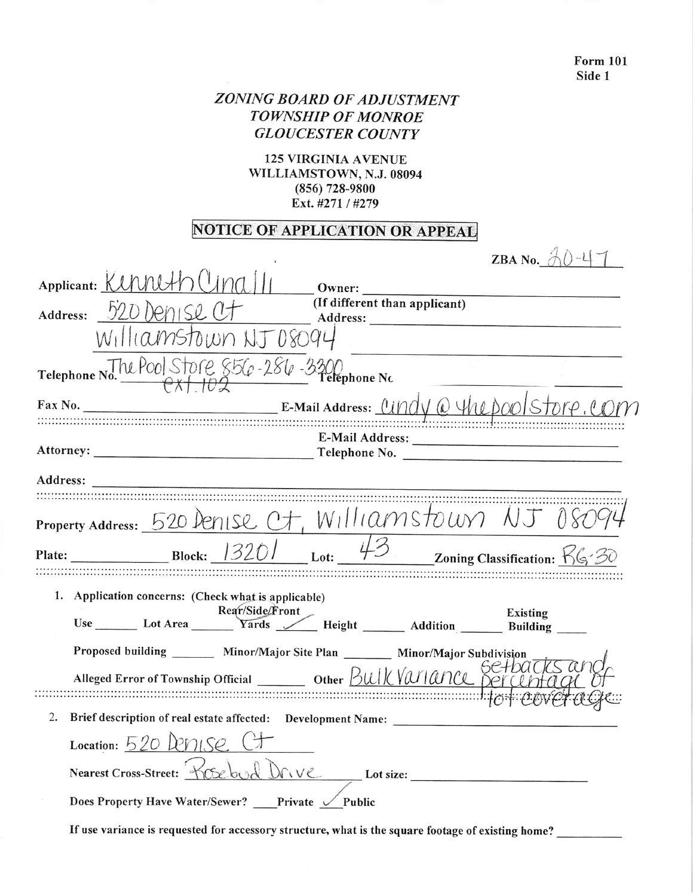Form 101
Side 1

## *ZONING BOARD OF ADJUSTMENT*
## *TOWNSHIP OF MONROE*
## *GLOUCESTER COUNTY*

**125 VIRGINIA AVENUE**
**WILLIAMSTOWN, N.J. 08094**
**(856) 728-9800**
**Ext. #271 / #279**

### NOTICE OF APPLICATION OR APPEAL

**ZBA No.** 20-47

**Applicant:** Kenneth Cinalli **Owner:** ______________________

**Address:** 520 Denise Ct **(If different than applicant) Address:** ______________________

Williamstown NJ 08094

**Telephone No.** The Pool Store 856-256-3300 ext. 102 **Telephone No.** ______________________

**Fax No.** ______________________ **E-Mail Address:** cindy@thepoolstore.com

**E-Mail Address:** ______________________

**Attorney:** ______________________ **Telephone No.** ______________________

**Address:** ______________________

**Property Address:** 520 Denise Ct, Williamstown NJ 08094

**Plate:** ________ **Block:** 13201 **Lot:** 43 **Zoning Classification:** RG-30

1. **Application concerns: (Check what is applicable)**

   **Use** ____ **Lot Area** ____ **Rear/Side/Front Yards** ✓ **Height** ____ **Addition** ____ **Existing Building** ____

   **Proposed building** ____ **Minor/Major Site Plan** ____ **Minor/Major Subdivision** ____

   **Alleged Error of Township Official** ____ **Other** Bulk Variance setbacks and percentage of lot coverage

2. **Brief description of real estate affected: Development Name:** ______________________

   **Location:** 520 Denise Ct

   **Nearest Cross-Street:** Rosebud Drive **Lot size:** ______________________

   **Does Property Have Water/Sewer?** ____ **Private** ✓ **Public**

   **If use variance is requested for accessory structure, what is the square footage of existing home?** ________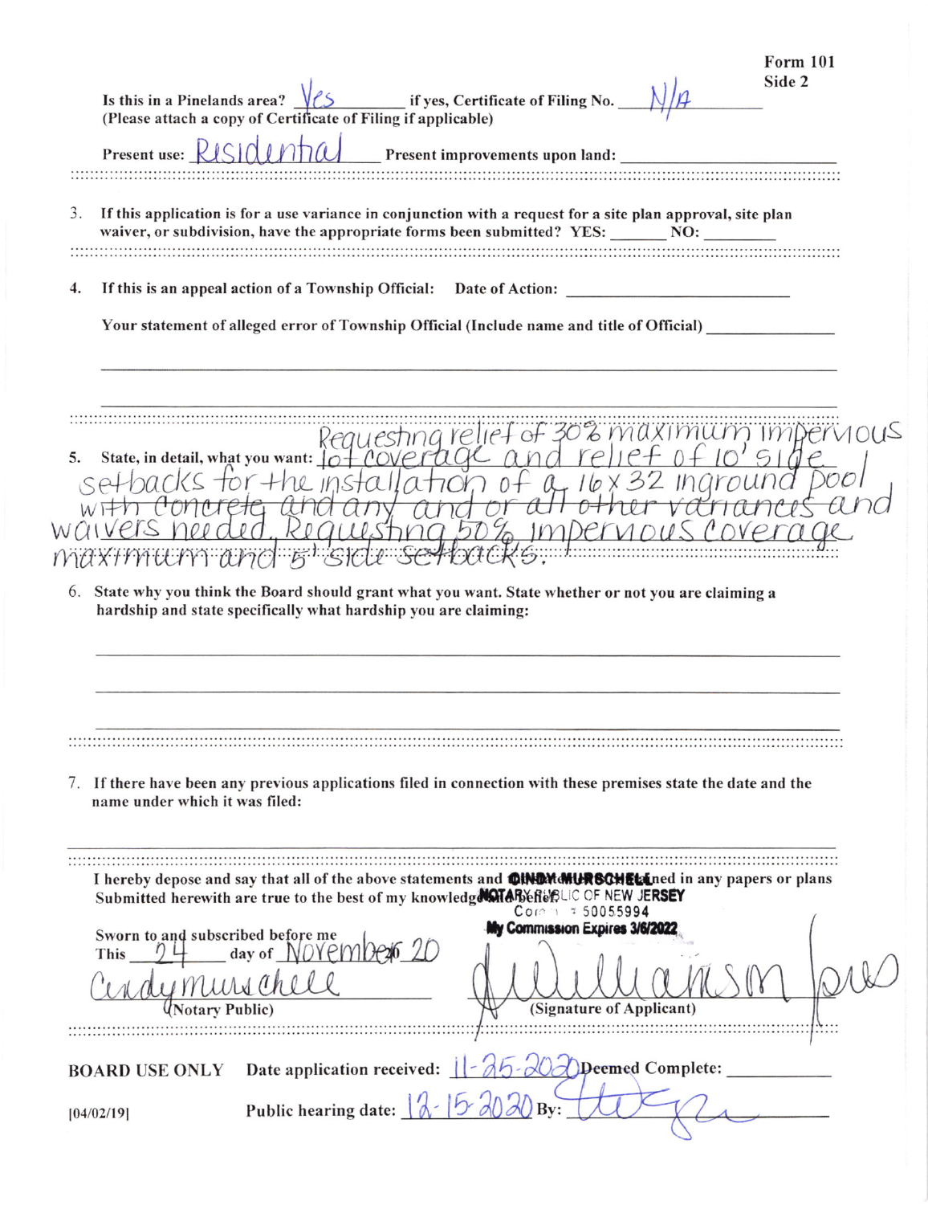**Form 101**
**Side 2**

**Is this in a Pinelands area?** Yes **if yes, Certificate of Filing No.** N/A
**(Please attach a copy of Certificate of Filing if applicable)**

**Present use:** Residential **Present improvements upon land:** \_\_\_\_\_\_\_\_\_\_\_\_\_\_\_\_\_\_\_\_

3. **If this application is for a use variance in conjunction with a request for a site plan approval, site plan waiver, or subdivision, have the appropriate forms been submitted? YES:** \_\_\_\_\_\_ **NO:** \_\_\_\_\_\_

4. **If this is an appeal action of a Township Official: Date of Action:** \_\_\_\_\_\_\_\_\_\_\_\_\_\_\_\_\_\_\_\_

   **Your statement of alleged error of Township Official (Include name and title of Official)** \_\_\_\_\_\_\_\_\_\_\_\_\_\_\_\_\_\_\_\_

5. **State, in detail, what you want:** Requesting relief of 30% maximum impervious lot coverage and relief of 10' side setbacks for the installation of a 16 x 32 inground pool with concrete and any and or all other variances and waivers needed. Requesting 50% impervious coverage maximum and 5' side setbacks.

6. **State why you think the Board should grant what you want. State whether or not you are claiming a hardship and state specifically what hardship you are claiming:**

   \_\_\_\_\_\_\_\_\_\_\_\_\_\_\_\_\_\_\_\_

7. **If there have been any previous applications filed in connection with these premises state the date and the name under which it was filed:**

   \_\_\_\_\_\_\_\_\_\_\_\_\_\_\_\_\_\_\_\_

**I hereby depose and say that all of the above statements and** [CINDY MURSCHELL] **contained in any papers or plans Submitted herewith are true to the best of my knowledge and belief.**

**NOTARY PUBLIC OF NEW JERSEY**
Comm # 50055994
**My Commission Expires 3/6/2022**

**Sworn to and subscribed before me**
**This** 24 **day of** November 20 20

Cindy Murschell
**(Notary Public)**

[Signature]
**(Signature of Applicant)**

**BOARD USE ONLY** **Date application received:** 11-25-2020 **Deemed Complete:** \_\_\_\_\_\_\_\_

**Public hearing date:** 12-15-2020 **By:** [Signature]

[04/02/19]